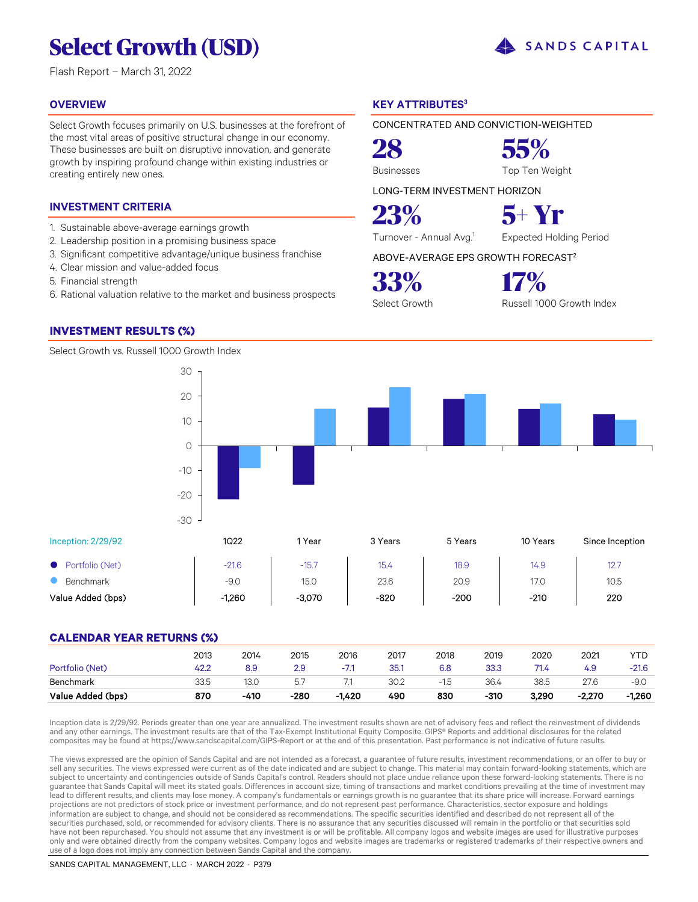# Select Growth (USD)

Flash Report – March 31, 2022

## OVERVIEW

Select Growth focuses primarily on U.S. businesses at the forefront of the most vital areas of positive structural change in our economy. These businesses are built on disruptive innovation, and generate growth by inspiring profound change within existing industries or creating entirely new ones.

## INVESTMENT CRITERIA

1. Sustainable above-average earnings growth
2. Leadership position in a promising business space
3. Significant competitive advantage/unique business franchise
4. Clear mission and value-added focus
5. Financial strength
6. Rational valuation relative to the market and business prospects

## KEY ATTRIBUTES[3]

CONCENTRATED AND CONVICTION-WEIGHTED

**28** Businesses

**55%** Top Ten Weight

LONG-TERM INVESTMENT HORIZON

**23%** Turnover - Annual Avg.[1]

**5+ Yr** Expected Holding Period

ABOVE-AVERAGE EPS GROWTH FORECAST[2]

**33%** Select Growth

**17%** Russell 1000 Growth Index

## INVESTMENT RESULTS (%)

Select Growth vs. Russell 1000 Growth Index

| Inception: 2/29/92 | 1Q22 | 1 Year | 3 Years | 5 Years | 10 Years | Since Inception |
|---|---|---|---|---|---|---|
| Portfolio (Net) | -21.6 | -15.7 | 15.4 | 18.9 | 14.9 | 12.7 |
| Benchmark | -9.0 | 15.0 | 23.6 | 20.9 | 17.0 | 10.5 |
| **Value Added (bps)** | **-1,260** | **-3,070** | **-820** | **-200** | **-210** | **220** |

## CALENDAR YEAR RETURNS (%)

| | 2013 | 2014 | 2015 | 2016 | 2017 | 2018 | 2019 | 2020 | 2021 | YTD |
|---|---|---|---|---|---|---|---|---|---|---|
| Portfolio (Net) | 42.2 | 8.9 | 2.9 | -7.1 | 35.1 | 6.8 | 33.3 | 71.4 | 4.9 | -21.6 |
| Benchmark | 33.5 | 13.0 | 5.7 | 7.1 | 30.2 | -1.5 | 36.4 | 38.5 | 27.6 | -9.0 |
| **Value Added (bps)** | **870** | **-410** | **-280** | **-1,420** | **490** | **830** | **-310** | **3,290** | **-2,270** | **-1,260** |

Inception date is 2/29/92. Periods greater than one year are annualized. The investment results shown are net of advisory fees and reflect the reinvestment of dividends and any other earnings. The investment results are that of the Tax-Exempt Institutional Equity Composite. GIPS® Reports and additional disclosures for the related composites may be found at https://www.sandscapital.com/GIPS-Report or at the end of this presentation. Past performance is not indicative of future results.

The views expressed are the opinion of Sands Capital and are not intended as a forecast, a guarantee of future results, investment recommendations, or an offer to buy or sell any securities. The views expressed were current as of the date indicated and are subject to change. This material may contain forward-looking statements, which are subject to uncertainty and contingencies outside of Sands Capital's control. Readers should not place undue reliance upon these forward-looking statements. There is no guarantee that Sands Capital will meet its stated goals. Differences in account size, timing of transactions and market conditions prevailing at the time of investment may lead to different results, and clients may lose money. A company's fundamentals or earnings growth is no guarantee that its share price will increase. Forward earnings projections are not predictors of stock price or investment performance, and do not represent past performance. Characteristics, sector exposure and holdings information are subject to change, and should not be considered as recommendations. The specific securities identified and described do not represent all of the securities purchased, sold, or recommended for advisory clients. There is no assurance that any securities discussed will remain in the portfolio or that securities sold have not been repurchased. You should not assume that any investment is or will be profitable. All company logos and website images are used for illustrative purposes only and were obtained directly from the company websites. Company logos and website images are trademarks or registered trademarks of their respective owners and use of a logo does not imply any connection between Sands Capital and the company.

SANDS CAPITAL MANAGEMENT, LLC · MARCH 2022 · P379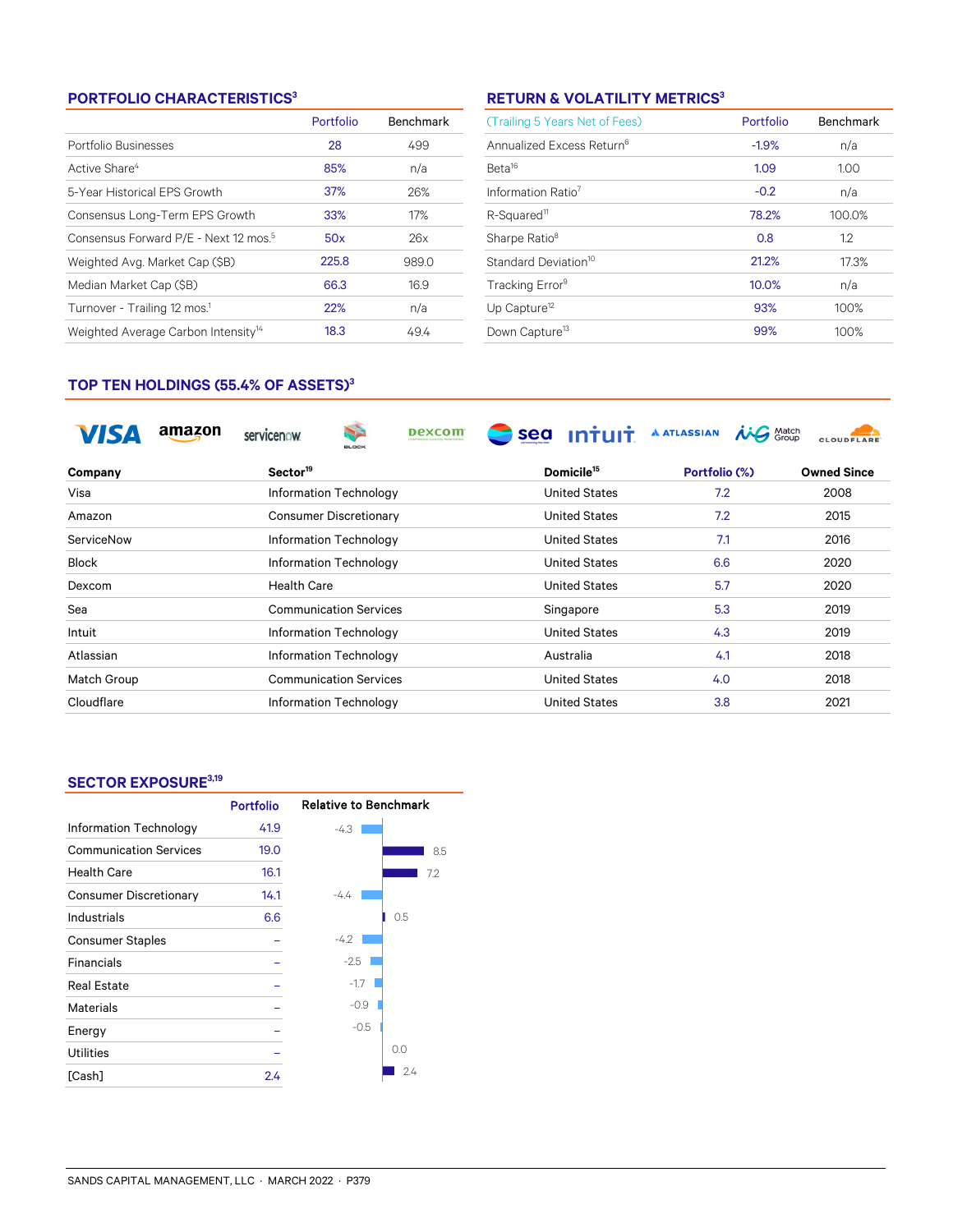## PORTFOLIO CHARACTERISTICS[3]

| | Portfolio | Benchmark |
|---|---|---|
| Portfolio Businesses | 28 | 499 |
| Active Share[4] | 85% | n/a |
| 5-Year Historical EPS Growth | 37% | 26% |
| Consensus Long-Term EPS Growth | 33% | 17% |
| Consensus Forward P/E - Next 12 mos.[5] | 50x | 26x |
| Weighted Avg. Market Cap ($B) | 225.8 | 989.0 |
| Median Market Cap ($B) | 66.3 | 16.9 |
| Turnover - Trailing 12 mos.[1] | 22% | n/a |
| Weighted Average Carbon Intensity[14] | 18.3 | 49.4 |

## RETURN & VOLATILITY METRICS[3]

| (Trailing 5 Years Net of Fees) | Portfolio | Benchmark |
|---|---|---|
| Annualized Excess Return[6] | -1.9% | n/a |
| Beta[16] | 1.09 | 1.00 |
| Information Ratio[7] | -0.2 | n/a |
| R-Squared[11] | 78.2% | 100.0% |
| Sharpe Ratio[8] | 0.8 | 1.2 |
| Standard Deviation[10] | 21.2% | 17.3% |
| Tracking Error[9] | 10.0% | n/a |
| Up Capture[12] | 93% | 100% |
| Down Capture[13] | 99% | 100% |

## TOP TEN HOLDINGS (55.4% OF ASSETS)[3]

| Company | Sector[19] | Domicile[15] | Portfolio (%) | Owned Since |
|---|---|---|---|---|
| Visa | Information Technology | United States | 7.2 | 2008 |
| Amazon | Consumer Discretionary | United States | 7.2 | 2015 |
| ServiceNow | Information Technology | United States | 7.1 | 2016 |
| Block | Information Technology | United States | 6.6 | 2020 |
| Dexcom | Health Care | United States | 5.7 | 2020 |
| Sea | Communication Services | Singapore | 5.3 | 2019 |
| Intuit | Information Technology | United States | 4.3 | 2019 |
| Atlassian | Information Technology | Australia | 4.1 | 2018 |
| Match Group | Communication Services | United States | 4.0 | 2018 |
| Cloudflare | Information Technology | United States | 3.8 | 2021 |

## SECTOR EXPOSURE[3,19]

| | Portfolio | Relative to Benchmark |
|---|---|---|
| Information Technology | 41.9 | -4.3 |
| Communication Services | 19.0 | 8.5 |
| Health Care | 16.1 | 7.2 |
| Consumer Discretionary | 14.1 | -4.4 |
| Industrials | 6.6 | 0.5 |
| Consumer Staples | – | -4.2 |
| Financials | – | -2.5 |
| Real Estate | – | -1.7 |
| Materials | – | -0.9 |
| Energy | – | -0.5 |
| Utilities | – | 0.0 |
| [Cash] | 2.4 | 2.4 |

SANDS CAPITAL MANAGEMENT, LLC · MARCH 2022 · P379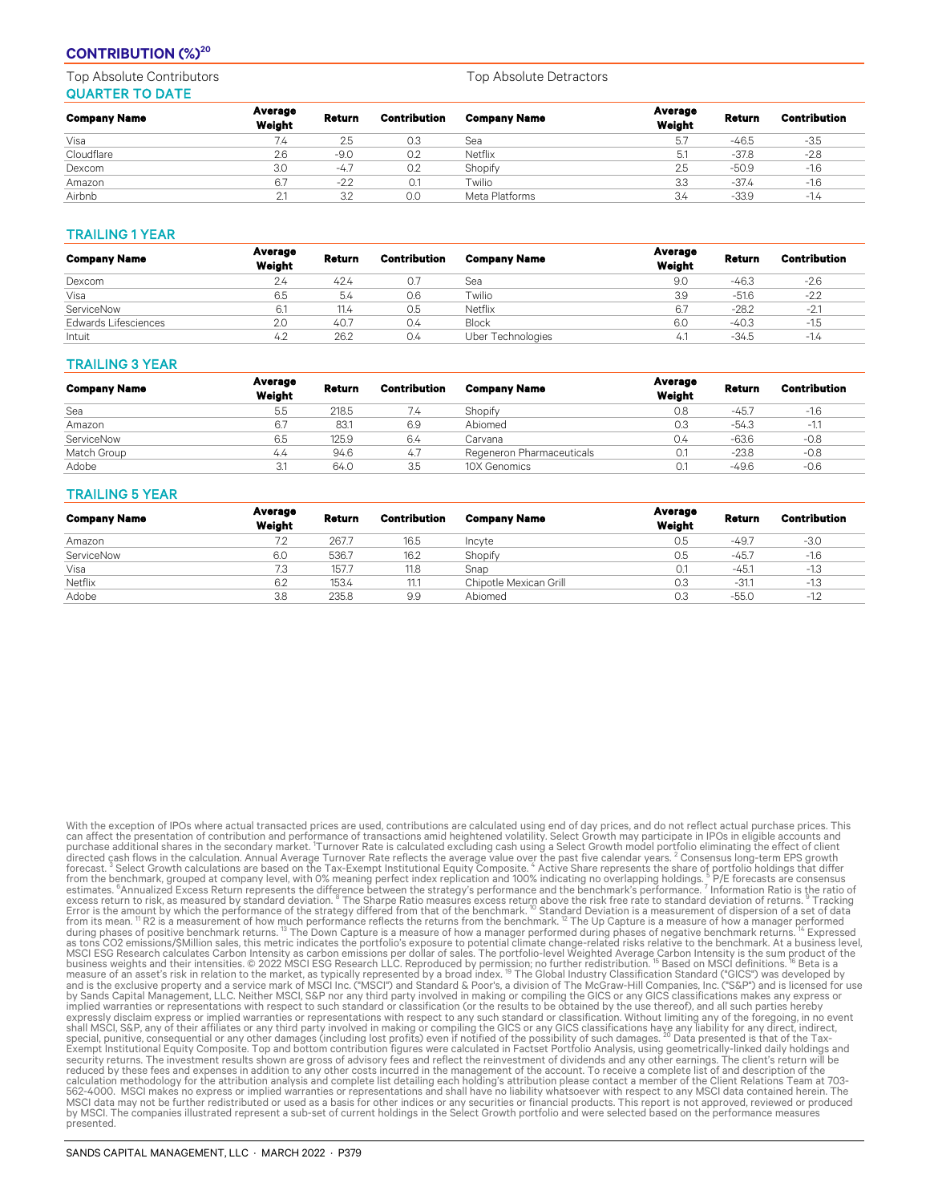## CONTRIBUTION (%)[20]

Top Absolute Contributors | Top Absolute Detractors

### QUARTER TO DATE

| Company Name | Average Weight | Return | Contribution | Company Name | Average Weight | Return | Contribution |
|---|---|---|---|---|---|---|---|
| Visa | 7.4 | 2.5 | 0.3 | Sea | 5.7 | -46.5 | -3.5 |
| Cloudflare | 2.6 | -9.0 | 0.2 | Netflix | 5.1 | -37.8 | -2.8 |
| Dexcom | 3.0 | -4.7 | 0.2 | Shopify | 2.5 | -50.9 | -1.6 |
| Amazon | 6.7 | -2.2 | 0.1 | Twilio | 3.3 | -37.4 | -1.6 |
| Airbnb | 2.1 | 3.2 | 0.0 | Meta Platforms | 3.4 | -33.9 | -1.4 |

### TRAILING 1 YEAR

| Company Name | Average Weight | Return | Contribution | Company Name | Average Weight | Return | Contribution |
|---|---|---|---|---|---|---|---|
| Dexcom | 2.4 | 42.4 | 0.7 | Sea | 9.0 | -46.3 | -2.6 |
| Visa | 6.5 | 5.4 | 0.6 | Twilio | 3.9 | -51.6 | -2.2 |
| ServiceNow | 6.1 | 11.4 | 0.5 | Netflix | 6.7 | -28.2 | -2.1 |
| Edwards Lifesciences | 2.0 | 40.7 | 0.4 | Block | 6.0 | -40.3 | -1.5 |
| Intuit | 4.2 | 26.2 | 0.4 | Uber Technologies | 4.1 | -34.5 | -1.4 |

### TRAILING 3 YEAR

| Company Name | Average Weight | Return | Contribution | Company Name | Average Weight | Return | Contribution |
|---|---|---|---|---|---|---|---|
| Sea | 5.5 | 218.5 | 7.4 | Shopify | 0.8 | -45.7 | -1.6 |
| Amazon | 6.7 | 83.1 | 6.9 | Abiomed | 0.3 | -54.3 | -1.1 |
| ServiceNow | 6.5 | 125.9 | 6.4 | Carvana | 0.4 | -63.6 | -0.8 |
| Match Group | 4.4 | 94.6 | 4.7 | Regeneron Pharmaceuticals | 0.1 | -23.8 | -0.8 |
| Adobe | 3.1 | 64.0 | 3.5 | 10X Genomics | 0.1 | -49.6 | -0.6 |

### TRAILING 5 YEAR

| Company Name | Average Weight | Return | Contribution | Company Name | Average Weight | Return | Contribution |
|---|---|---|---|---|---|---|---|
| Amazon | 7.2 | 267.7 | 16.5 | Incyte | 0.5 | -49.7 | -3.0 |
| ServiceNow | 6.0 | 536.7 | 16.2 | Shopify | 0.5 | -45.7 | -1.6 |
| Visa | 7.3 | 157.7 | 11.8 | Snap | 0.1 | -45.1 | -1.3 |
| Netflix | 6.2 | 153.4 | 11.1 | Chipotle Mexican Grill | 0.3 | -31.1 | -1.3 |
| Adobe | 3.8 | 235.8 | 9.9 | Abiomed | 0.3 | -55.0 | -1.2 |

With the exception of IPOs where actual transacted prices are used, contributions are calculated using end of day prices, and do not reflect actual purchase prices. This can affect the presentation of contribution and performance of transactions amid heightened volatility. Select Growth may participate in IPOs in eligible accounts and purchase additional shares in the secondary market. [1]Turnover Rate is calculated excluding cash using a Select Growth model portfolio eliminating the effect of client directed cash flows in the calculation. Annual Average Turnover Rate reflects the average value over the past five calendar years. [2] Consensus long-term EPS growth forecast. [3] Select Growth calculations are based on the Tax-Exempt Institutional Equity Composite. [4] Active Share represents the share of portfolio holdings that differ from the benchmark, grouped at company level, with 0% meaning perfect index replication and 100% indicating no overlapping holdings. [5] P/E forecasts are consensus estimates. [6]Annualized Excess Return represents the difference between the strategy's performance and the benchmark's performance. [7] Information Ratio is the ratio of excess return to risk, as measured by standard deviation. [8] The Sharpe Ratio measures excess return above the risk free rate to standard deviation of returns. [9] Tracking Error is the amount by which the performance of the strategy differed from that of the benchmark. [10] Standard Deviation is a measurement of dispersion of a set of data from its mean. [11] R2 is a measurement of how much performance reflects the returns from the benchmark. [12] The Up Capture is a measure of how a manager performed during phases of positive benchmark returns. [13] The Down Capture is a measure of how a manager performed during phases of negative benchmark returns. [14] Expressed as tons CO2 emissions/$Million sales, this metric indicates the portfolio's exposure to potential climate change-related risks relative to the benchmark. At a business level, MSCI ESG Research calculates Carbon Intensity as carbon emissions per dollar of sales. The portfolio-level Weighted Average Carbon Intensity is the sum product of the business weights and their intensities. © 2022 MSCI ESG Research LLC. Reproduced by permission; no further redistribution. [15] Based on MSCI definitions. [16] Beta is a measure of an asset's risk in relation to the market, as typically represented by a broad index. [19] The Global Industry Classification Standard ("GICS") was developed by and is the exclusive property and a service mark of MSCI Inc. ("MSCI") and Standard & Poor's, a division of The McGraw-Hill Companies, Inc. ("S&P") and is licensed for use by Sands Capital Management, LLC. Neither MSCI, S&P nor any third party involved in making or compiling the GICS or any GICS classifications makes any express or implied warranties or representations with respect to such standard or classification (or the results to be obtained by the use thereof), and all such parties hereby expressly disclaim express or implied warranties or representations with respect to any such standard or classification. Without limiting any of the foregoing, in no event shall MSCI, S&P, any of their affiliates or any third party involved in making or compiling the GICS or any GICS classifications have any liability for any direct, indirect, special, punitive, consequential or any other damages (including lost profits) even if notified of the possibility of such damages. [20] Data presented is that of the Tax-Exempt Institutional Equity Composite. Top and bottom contribution figures were calculated in Factset Portfolio Analysis, using geometrically-linked daily holdings and security returns. The investment results shown are gross of advisory fees and reflect the reinvestment of dividends and any other earnings. The client's return will be reduced by these fees and expenses in addition to any other costs incurred in the management of the account. To receive a complete list of and description of the calculation methodology for the attribution analysis and complete list detailing each holding's attribution please contact a member of the Client Relations Team at 703-562-4000. MSCI makes no express or implied warranties or representations and shall have no liability whatsoever with respect to any MSCI data contained herein. The MSCI data may not be further redistributed or used as a basis for other indices or any securities or financial products. This report is not approved, reviewed or produced by MSCI. The companies illustrated represent a sub-set of current holdings in the Select Growth portfolio and were selected based on the performance measures presented.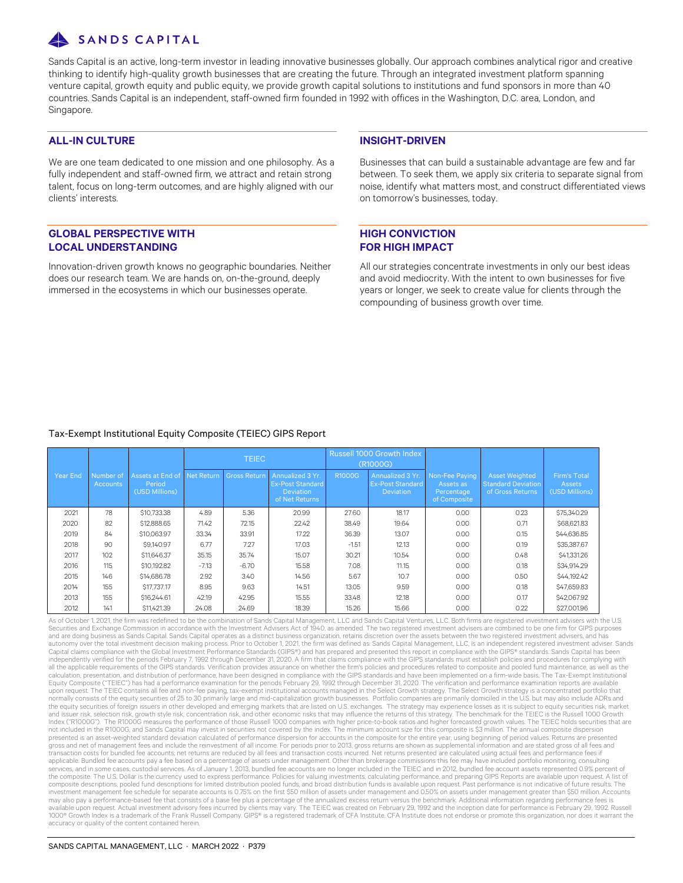# SANDS CAPITAL

Sands Capital is an active, long-term investor in leading innovative businesses globally. Our approach combines analytical rigor and creative thinking to identify high-quality growth businesses that are creating the future. Through an integrated investment platform spanning venture capital, growth equity and public equity, we provide growth capital solutions to institutions and fund sponsors in more than 40 countries. Sands Capital is an independent, staff-owned firm founded in 1992 with offices in the Washington, D.C. area, London, and Singapore.

### ALL-IN CULTURE

We are one team dedicated to one mission and one philosophy. As a fully independent and staff-owned firm, we attract and retain strong talent, focus on long-term outcomes, and are highly aligned with our clients' interests.

### GLOBAL PERSPECTIVE WITH LOCAL UNDERSTANDING

Innovation-driven growth knows no geographic boundaries. Neither does our research team. We are hands on, on-the-ground, deeply immersed in the ecosystems in which our businesses operate.

### INSIGHT-DRIVEN

Businesses that can build a sustainable advantage are few and far between. To seek them, we apply six criteria to separate signal from noise, identify what matters most, and construct differentiated views on tomorrow's businesses, today.

### HIGH CONVICTION FOR HIGH IMPACT

All our strategies concentrate investments in only our best ideas and avoid mediocrity. With the intent to own businesses for five years or longer, we seek to create value for clients through the compounding of business growth over time.

Tax-Exempt Institutional Equity Composite (TEIEC) GIPS Report

| Year End | Number of Accounts | Assets at End of Period (USD Millions) | TEIEC | | | Russell 1000 Growth Index (R1000G) | | Non-Fee Paying Assets as Percentage of Composite | Asset Weighted Standard Deviation of Gross Returns | Firm's Total Assets (USD Millions) |
|---|---|---|---|---|---|---|---|---|---|---|
| | | | Net Return | Gross Return | Annualized 3 Yr. Ex-Post Standard Deviation of Net Returns | R1000G | Annualized 3 Yr. Ex-Post Standard Deviation | | | |
| 2021 | 78 | $10,733.38 | 4.89 | 5.36 | 20.99 | 27.60 | 18.17 | 0.00 | 0.23 | $75,340.29 |
| 2020 | 82 | $12,888.65 | 71.42 | 72.15 | 22.42 | 38.49 | 19.64 | 0.00 | 0.71 | $68,621.83 |
| 2019 | 84 | $10,063.97 | 33.34 | 33.91 | 17.22 | 36.39 | 13.07 | 0.00 | 0.15 | $44,636.85 |
| 2018 | 90 | $9,140.97 | 6.77 | 7.27 | 17.03 | -1.51 | 12.13 | 0.00 | 0.19 | $35,387.67 |
| 2017 | 102 | $11,646.37 | 35.15 | 35.74 | 15.07 | 30.21 | 10.54 | 0.00 | 0.48 | $41,331.26 |
| 2016 | 115 | $10,192.82 | -7.13 | -6.70 | 15.58 | 7.08 | 11.15 | 0.00 | 0.18 | $34,914.29 |
| 2015 | 146 | $14,686.78 | 2.92 | 3.40 | 14.56 | 5.67 | 10.7 | 0.00 | 0.50 | $44,192.42 |
| 2014 | 155 | $17,737.17 | 8.95 | 9.63 | 14.51 | 13.05 | 9.59 | 0.00 | 0.18 | $47,659.83 |
| 2013 | 155 | $16,244.61 | 42.19 | 42.95 | 15.55 | 33.48 | 12.18 | 0.00 | 0.17 | $42,067.92 |
| 2012 | 141 | $11,421.39 | 24.08 | 24.69 | 18.39 | 15.26 | 15.66 | 0.00 | 0.22 | $27,001.96 |

As of October 1, 2021, the firm was redefined to be the combination of Sands Capital Management, LLC and Sands Capital Ventures, LLC. Both firms are registered investment advisers with the U.S. Securities and Exchange Commission in accordance with the Investment Advisers Act of 1940, as amended. The two registered investment advisers are combined to be one firm for GIPS purposes and are doing business as Sands Capital. Sands Capital operates as a distinct business organization, retains discretion over the assets between the two registered investment advisers, and has autonomy over the total investment decision making process. Prior to October 1, 2021, the firm was defined as: Sands Capital Management, LLC, is an independent registered investment adviser. Sands Capital claims compliance with the Global Investment Performance Standards (GIPS®) and has prepared and presented this report in compliance with the GIPS® standards. Sands Capital has been independently verified for the periods February 7, 1992 through December 31, 2020. A firm that claims compliance with the GIPS standards must establish policies and procedures for complying with all the applicable requirements of the GIPS standards. Verification provides assurance on whether the firm's policies and procedures related to composite and pooled fund maintenance, as well as the calculation, presentation, and distribution of performance, have been designed in compliance with the GIPS standards and have been implemented on a firm-wide basis. The Tax-Exempt Institutional Equity Composite ("TEIEC") has had a performance examination for the periods February 29, 1992 through December 31, 2020. The verification and performance examination reports are available upon request. The TEIEC contains all fee and non-fee paying, tax-exempt institutional accounts managed in the Select Growth strategy. The Select Growth strategy is a concentrated portfolio that normally consists of the equity securities of 25 to 30 primarily large and mid-capitalization growth businesses. Portfolio companies are primarily domiciled in the U.S. but may also include ADRs and the equity securities of foreign issuers in other developed and emerging markets that are listed on U.S. exchanges. The strategy may experience losses as it is subject to equity securities risk, market and issuer risk, selection risk, growth style risk, concentration risk, and other economic risks that may influence the returns of this strategy. The benchmark for the TEIEC is the Russell 1000 Growth Index ("R1000G"). The R1000G measures the performance of those Russell 1000 companies with higher price-to-book ratios and higher forecasted growth values. The TEIEC holds securities that are not included in the R1000G, and Sands Capital may invest in securities not covered by the index. The minimum account size for this composite is $3 million. The annual composite dispersion presented is an asset-weighted standard deviation calculated of performance dispersion for accounts in the composite for the entire year, using beginning of period values. Returns are presented gross and net of management fees and include the reinvestment of all income. For periods prior to 2013, gross returns are shown as supplemental information and are stated gross of all fees and transaction costs for bundled fee accounts; net returns are reduced by all fees and transaction costs incurred. Net returns presented are calculated using actual fees and performance fees if applicable. Bundled fee accounts pay a fee based on a percentage of assets under management. Other than brokerage commissions this fee may have included portfolio monitoring, consulting services, and in some cases, custodial services. As of January 1, 2013, bundled fee accounts are no longer included in the TEIEC and in 2012, bundled fee account assets represented 0.9% percent of the composite. The U.S. Dollar is the currency used to express performance. Policies for valuing investments, calculating performance, and preparing GIPS Reports are available upon request. A list of composite descriptions, pooled fund descriptions for limited distribution pooled funds, and broad distribution funds is available upon request. Past performance is not indicative of future results. The investment management fee schedule for separate accounts is 0.75% on the first $50 million of assets under management and 0.50% on assets under management greater than $50 million. Accounts may also pay a performance-based fee that consists of a base fee plus a percentage of the annualized excess return versus the benchmark. Additional information regarding performance fees is available upon request. Actual investment advisory fees incurred by clients may vary. The TEIEC was created on February 29, 1992 and the inception date for performance is February 29, 1992. Russell 1000® Growth Index is a trademark of the Frank Russell Company. GIPS® is a registered trademark of CFA Institute. CFA Institute does not endorse or promote this organization, nor does it warrant the accuracy or quality of the content contained herein.

SANDS CAPITAL MANAGEMENT, LLC · MARCH 2022 · P379